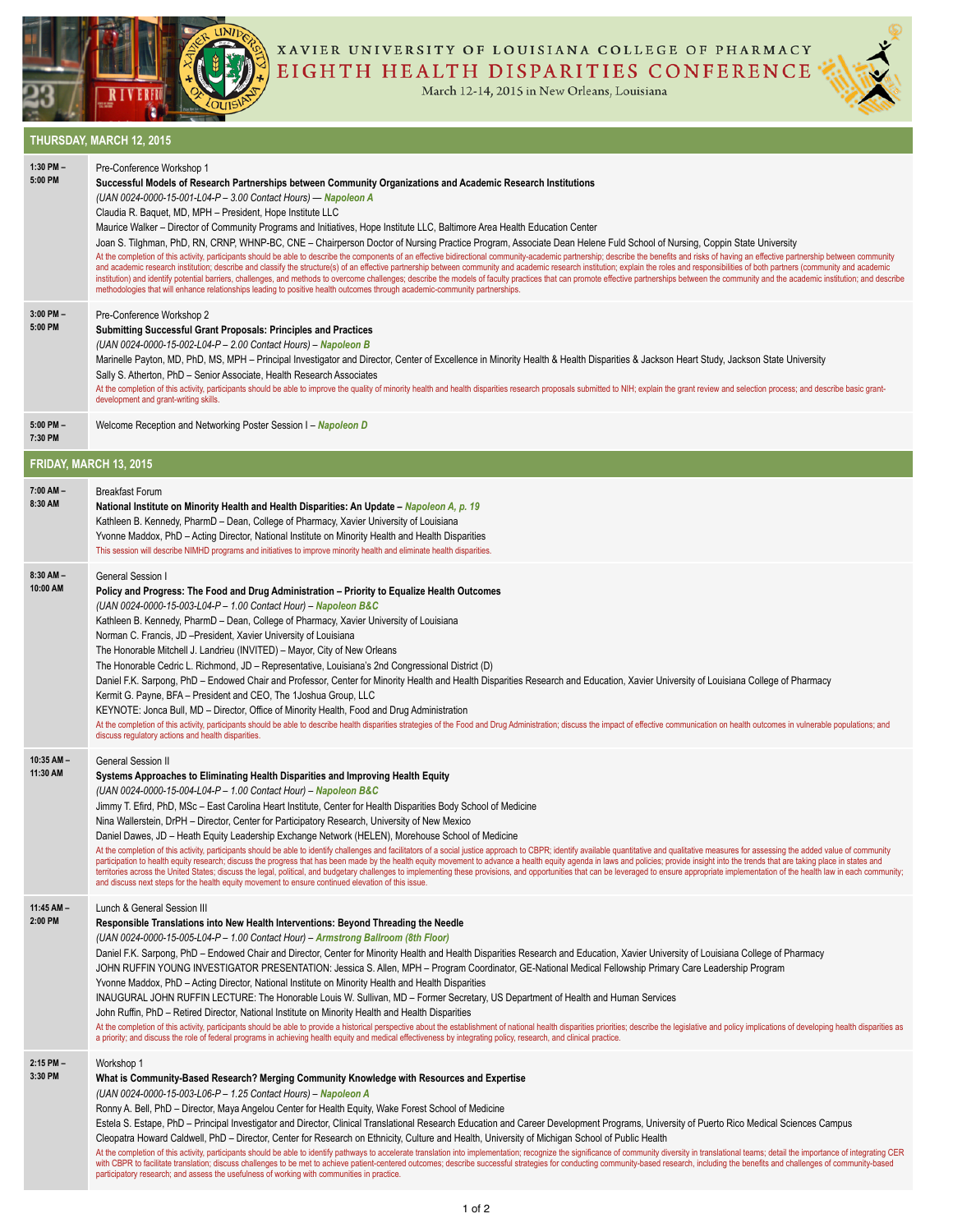# XAVIER UNIVERSITY OF LOUISIANA COLLEGE OF PHARMACY
# EIGHTH HEALTH DISPARITIES CONFERENCE

March 12-14, 2015 in New Orleans, Louisiana

## THURSDAY, MARCH 12, 2015

**1:30 PM – 5:00 PM**

Pre-Conference Workshop 1

**Successful Models of Research Partnerships between Community Organizations and Academic Research Institutions**

*(UAN 0024-0000-15-001-L04-P – 3.00 Contact Hours)* — ***Napoleon A***

Claudia R. Baquet, MD, MPH – President, Hope Institute LLC

Maurice Walker – Director of Community Programs and Initiatives, Hope Institute LLC, Baltimore Area Health Education Center

Joan S. Tilghman, PhD, RN, CRNP, WHNP-BC, CNE – Chairperson Doctor of Nursing Practice Program, Associate Dean Helene Fuld School of Nursing, Coppin State University

At the completion of this activity, participants should be able to describe the components of an effective bidirectional community-academic partnership; describe the benefits and risks of having an effective partnership between community and academic research institution; describe and classify the structure(s) of an effective partnership between community and academic research institution; explain the roles and responsibilities of both partners (community and academic institution) and identify potential barriers, challenges, and methods to overcome challenges; describe the models of faculty practices that can promote effective partnerships between the community and the academic institution; and describe methodologies that will enhance relationships leading to positive health outcomes through academic-community partnerships.

**3:00 PM – 5:00 PM**

Pre-Conference Workshop 2

**Submitting Successful Grant Proposals: Principles and Practices**

*(UAN 0024-0000-15-002-L04-P – 2.00 Contact Hours)* – ***Napoleon B***

Marinelle Payton, MD, PhD, MS, MPH – Principal Investigator and Director, Center of Excellence in Minority Health & Health Disparities & Jackson Heart Study, Jackson State University

Sally S. Atherton, PhD – Senior Associate, Health Research Associates

At the completion of this activity, participants should be able to improve the quality of minority health and health disparities research proposals submitted to NIH; explain the grant review and selection process; and describe basic grant-development and grant-writing skills.

**5:00 PM – 7:30 PM**

Welcome Reception and Networking Poster Session I – ***Napoleon D***

## FRIDAY, MARCH 13, 2015

**7:00 AM – 8:30 AM**

Breakfast Forum

**National Institute on Minority Health and Health Disparities: An Update** – ***Napoleon A, p. 19***

Kathleen B. Kennedy, PharmD – Dean, College of Pharmacy, Xavier University of Louisiana

Yvonne Maddox, PhD – Acting Director, National Institute on Minority Health and Health Disparities

This session will describe NIMHD programs and initiatives to improve minority health and eliminate health disparities.

**8:30 AM – 10:00 AM**

General Session I

**Policy and Progress: The Food and Drug Administration – Priority to Equalize Health Outcomes**

*(UAN 0024-0000-15-003-L04-P – 1.00 Contact Hour)* – ***Napoleon B&C***

Kathleen B. Kennedy, PharmD – Dean, College of Pharmacy, Xavier University of Louisiana

Norman C. Francis, JD –President, Xavier University of Louisiana

The Honorable Mitchell J. Landrieu (INVITED) – Mayor, City of New Orleans

The Honorable Cedric L. Richmond, JD – Representative, Louisiana's 2nd Congressional District (D)

Daniel F.K. Sarpong, PhD – Endowed Chair and Professor, Center for Minority Health and Health Disparities Research and Education, Xavier University of Louisiana College of Pharmacy

Kermit G. Payne, BFA – President and CEO, The 1Joshua Group, LLC

KEYNOTE: Jonca Bull, MD – Director, Office of Minority Health, Food and Drug Administration

At the completion of this activity, participants should be able to describe health disparities strategies of the Food and Drug Administration; discuss the impact of effective communication on health outcomes in vulnerable populations; and discuss regulatory actions and health disparities.

**10:35 AM – 11:30 AM**

General Session II

**Systems Approaches to Eliminating Health Disparities and Improving Health Equity**

*(UAN 0024-0000-15-004-L04-P – 1.00 Contact Hour)* – ***Napoleon B&C***

Jimmy T. Efird, PhD, MSc – East Carolina Heart Institute, Center for Health Disparities Body School of Medicine

Nina Wallerstein, DrPH – Director, Center for Participatory Research, University of New Mexico

Daniel Dawes, JD – Health Equity Leadership Exchange Network (HELEN), Morehouse School of Medicine

At the completion of this activity, participants should be able to identify challenges and facilitators of a social justice approach to CBPR; identify available quantitative and qualitative measures for assessing the added value of community participation to health equity research; discuss the progress that has been made by the health equity movement to advance a health equity agenda in laws and policies; provide insight into the trends that are taking place in states and territories across the United States; discuss the legal, political, and budgetary challenges to implementing these provisions, and opportunities that can be leveraged to ensure appropriate implementation of the health law in each community; and discuss next steps for the health equity movement to ensure continued elevation of this issue.

**11:45 AM – 2:00 PM**

Lunch & General Session III

**Responsible Translations into New Health Interventions: Beyond Threading the Needle**

*(UAN 0024-0000-15-005-L04-P – 1.00 Contact Hour)* – ***Armstrong Ballroom (8th Floor)***

Daniel F.K. Sarpong, PhD – Endowed Chair and Director, Center for Minority Health and Health Disparities Research and Education, Xavier University of Louisiana College of Pharmacy

JOHN RUFFIN YOUNG INVESTIGATOR PRESENTATION: Jessica S. Allen, MPH – Program Coordinator, GE-National Medical Fellowship Primary Care Leadership Program

Yvonne Maddox, PhD – Acting Director, National Institute on Minority Health and Health Disparities

INAUGURAL JOHN RUFFIN LECTURE: The Honorable Louis W. Sullivan, MD – Former Secretary, US Department of Health and Human Services

John Ruffin, PhD – Retired Director, National Institute on Minority Health and Health Disparities

At the completion of this activity, participants should be able to provide a historical perspective about the establishment of national health disparities priorities; describe the legislative and policy implications of developing health disparities as a priority; and discuss the role of federal programs in achieving health equity and medical effectiveness by integrating policy, research, and clinical practice.

**2:15 PM – 3:30 PM**

Workshop 1

**What is Community-Based Research? Merging Community Knowledge with Resources and Expertise**

*(UAN 0024-0000-15-003-L06-P – 1.25 Contact Hours)* – ***Napoleon A***

Ronny A. Bell, PhD – Director, Maya Angelou Center for Health Equity, Wake Forest School of Medicine

Estela S. Estape, PhD – Principal Investigator and Director, Clinical Translational Research Education and Career Development Programs, University of Puerto Rico Medical Sciences Campus

Cleopatra Howard Caldwell, PhD – Director, Center for Research on Ethnicity, Culture and Health, University of Michigan School of Public Health

At the completion of this activity, participants should be able to identify pathways to accelerate translation into implementation; recognize the significance of community diversity in translational teams; detail the importance of integrating CER with CBPR to facilitate translation; discuss challenges to be met to achieve patient-centered outcomes; describe successful strategies for conducting community-based research, including the benefits and challenges of community-based participatory research; and assess the usefulness of working with communities in practice.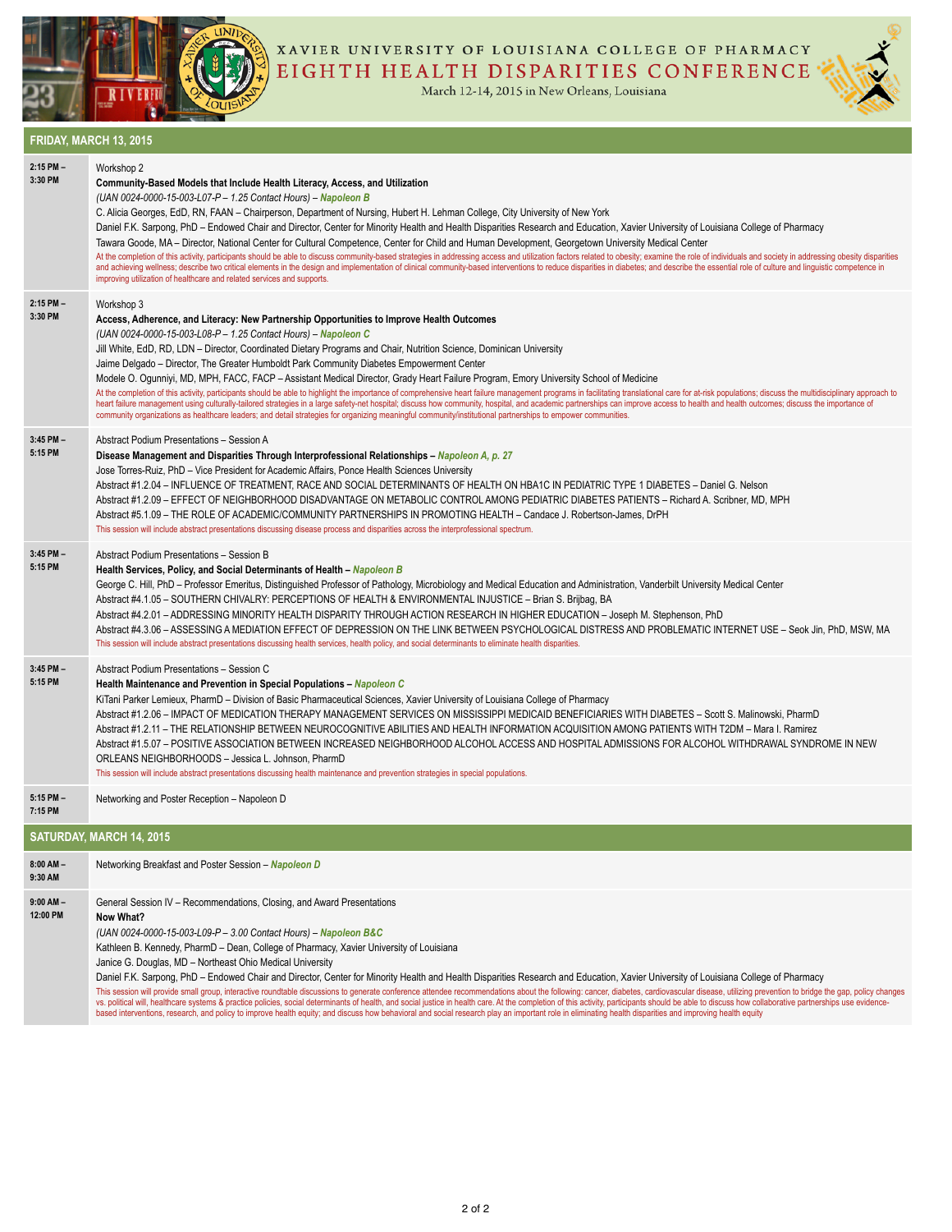# XAVIER UNIVERSITY OF LOUISIANA COLLEGE OF PHARMACY
## EIGHTH HEALTH DISPARITIES CONFERENCE
March 12-14, 2015 in New Orleans, Louisiana

## FRIDAY, MARCH 13, 2015

**2:15 PM – 3:30 PM**

Workshop 2

**Community-Based Models that Include Health Literacy, Access, and Utilization**

*(UAN 0024-0000-15-003-L07-P – 1.25 Contact Hours) –* ***Napoleon B***

C. Alicia Georges, EdD, RN, FAAN – Chairperson, Department of Nursing, Hubert H. Lehman College, City University of New York

Daniel F.K. Sarpong, PhD – Endowed Chair and Director, Center for Minority Health and Health Disparities Research and Education, Xavier University of Louisiana College of Pharmacy

Tawara Goode, MA – Director, National Center for Cultural Competence, Center for Child and Human Development, Georgetown University Medical Center

At the completion of this activity, participants should be able to discuss community-based strategies in addressing access and utilization factors related to obesity; examine the role of individuals and society in addressing obesity disparities and achieving wellness; describe two critical elements in the design and implementation of clinical community-based interventions to reduce disparities in diabetes; and describe the essential role of culture and linguistic competence in improving utilization of healthcare and related services and supports.

**2:15 PM – 3:30 PM**

Workshop 3

**Access, Adherence, and Literacy: New Partnership Opportunities to Improve Health Outcomes**

*(UAN 0024-0000-15-003-L08-P – 1.25 Contact Hours) –* ***Napoleon C***

Jill White, EdD, RD, LDN – Director, Coordinated Dietary Programs and Chair, Nutrition Science, Dominican University

Jaime Delgado – Director, The Greater Humboldt Park Community Diabetes Empowerment Center

Modele O. Ogunniyi, MD, MPH, FACC, FACP – Assistant Medical Director, Grady Heart Failure Program, Emory University School of Medicine

At the completion of this activity, participants should be able to highlight the importance of comprehensive heart failure management programs in facilitating translational care for at-risk populations; discuss the multidisciplinary approach to heart failure management using culturally-tailored strategies in a large safety-net hospital; discuss how community, hospital, and academic partnerships can improve access to health and health outcomes; discuss the importance of community organizations as healthcare leaders; and detail strategies for organizing meaningful community/institutional partnerships to empower communities.

**3:45 PM – 5:15 PM**

Abstract Podium Presentations – Session A

**Disease Management and Disparities Through Interprofessional Relationships –** ***Napoleon A, p. 27***

Jose Torres-Ruiz, PhD – Vice President for Academic Affairs, Ponce Health Sciences University

Abstract #1.2.04 – INFLUENCE OF TREATMENT, RACE AND SOCIAL DETERMINANTS OF HEALTH ON HBA1C IN PEDIATRIC TYPE 1 DIABETES – Daniel G. Nelson

Abstract #1.2.09 – EFFECT OF NEIGHBORHOOD DISADVANTAGE ON METABOLIC CONTROL AMONG PEDIATRIC DIABETES PATIENTS – Richard A. Scribner, MD, MPH

Abstract #5.1.09 – THE ROLE OF ACADEMIC/COMMUNITY PARTNERSHIPS IN PROMOTING HEALTH – Candace J. Robertson-James, DrPH

This session will include abstract presentations discussing disease process and disparities across the interprofessional spectrum.

**3:45 PM – 5:15 PM**

Abstract Podium Presentations – Session B

**Health Services, Policy, and Social Determinants of Health –** ***Napoleon B***

George C. Hill, PhD – Professor Emeritus, Distinguished Professor of Pathology, Microbiology and Medical Education and Administration, Vanderbilt University Medical Center

Abstract #4.1.05 – SOUTHERN CHIVALRY: PERCEPTIONS OF HEALTH & ENVIRONMENTAL INJUSTICE – Brian S. Brijbag, BA

Abstract #4.2.01 – ADDRESSING MINORITY HEALTH DISPARITY THROUGH ACTION RESEARCH IN HIGHER EDUCATION – Joseph M. Stephenson, PhD

Abstract #4.3.06 – ASSESSING A MEDIATION EFFECT OF DEPRESSION ON THE LINK BETWEEN PSYCHOLOGICAL DISTRESS AND PROBLEMATIC INTERNET USE – Seok Jin, PhD, MSW, MA

This session will include abstract presentations discussing health services, health policy, and social determinants to eliminate health disparities.

**3:45 PM – 5:15 PM**

Abstract Podium Presentations – Session C

**Health Maintenance and Prevention in Special Populations –** ***Napoleon C***

KiTani Parker Lemieux, PharmD – Division of Basic Pharmaceutical Sciences, Xavier University of Louisiana College of Pharmacy

Abstract #1.2.06 – IMPACT OF MEDICATION THERAPY MANAGEMENT SERVICES ON MISSISSIPPI MEDICAID BENEFICIARIES WITH DIABETES – Scott S. Malinowski, PharmD

Abstract #1.2.11 – THE RELATIONSHIP BETWEEN NEUROCOGNITIVE ABILITIES AND HEALTH INFORMATION ACQUISITION AMONG PATIENTS WITH T2DM – Mara I. Ramirez

Abstract #1.5.07 – POSITIVE ASSOCIATION BETWEEN INCREASED NEIGHBORHOOD ALCOHOL ACCESS AND HOSPITAL ADMISSIONS FOR ALCOHOL WITHDRAWAL SYNDROME IN NEW ORLEANS NEIGHBORHOODS – Jessica L. Johnson, PharmD

This session will include abstract presentations discussing health maintenance and prevention strategies in special populations.

**5:15 PM – 7:15 PM**

Networking and Poster Reception – Napoleon D

## SATURDAY, MARCH 14, 2015

**8:00 AM – 9:30 AM**

Networking Breakfast and Poster Session – ***Napoleon D***

**9:00 AM – 12:00 PM**

General Session IV – Recommendations, Closing, and Award Presentations

**Now What?**

*(UAN 0024-0000-15-003-L09-P – 3.00 Contact Hours) –* ***Napoleon B&C***

Kathleen B. Kennedy, PharmD – Dean, College of Pharmacy, Xavier University of Louisiana

Janice G. Douglas, MD – Northeast Ohio Medical University

Daniel F.K. Sarpong, PhD – Endowed Chair and Director, Center for Minority Health and Health Disparities Research and Education, Xavier University of Louisiana College of Pharmacy

This session will provide small group, interactive roundtable discussions to generate conference attendee recommendations about the following: cancer, diabetes, cardiovascular disease, utilizing prevention to bridge the gap, policy changes vs. political will, healthcare systems & practice policies, social determinants of health, and social justice in health care. At the completion of this activity, participants should be able to discuss how collaborative partnerships use evidence-based interventions, research, and policy to improve health equity; and discuss how behavioral and social research play an important role in eliminating health disparities and improving health equity